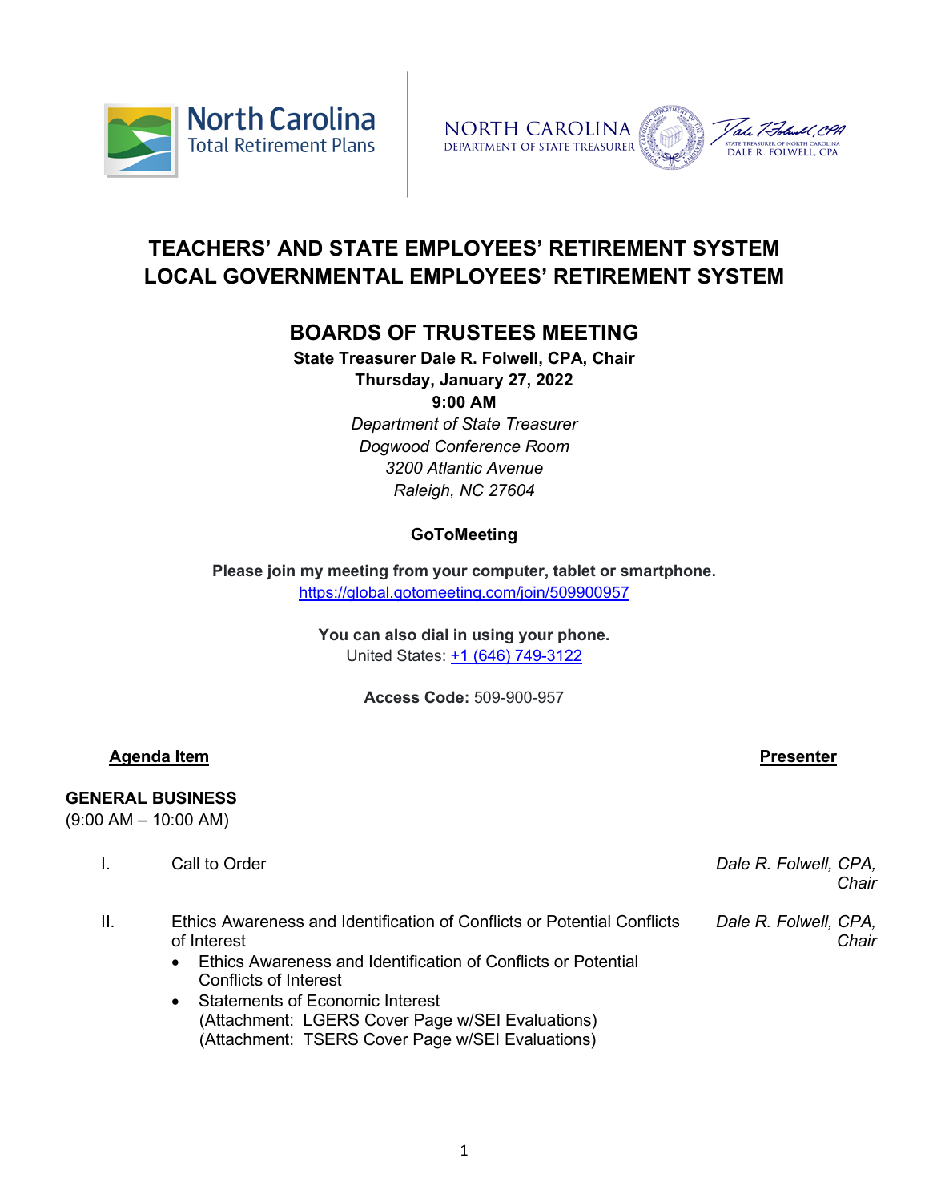North Carolina Total Retirement Plans

NORTH CAROLINA DEPARTMENT OF STATE TREASURER

Dale R. Folwell, CPA
STATE TREASURER OF NORTH CAROLINA
DALE R. FOLWELL, CPA

# TEACHERS' AND STATE EMPLOYEES' RETIREMENT SYSTEM
# LOCAL GOVERNMENTAL EMPLOYEES' RETIREMENT SYSTEM

## BOARDS OF TRUSTEES MEETING

**State Treasurer Dale R. Folwell, CPA, Chair**
**Thursday, January 27, 2022**
**9:00 AM**
*Department of State Treasurer*
*Dogwood Conference Room*
*3200 Atlantic Avenue*
*Raleigh, NC 27604*

**GoToMeeting**

**Please join my meeting from your computer, tablet or smartphone.**
https://global.gotomeeting.com/join/509900957

**You can also dial in using your phone.**
United States: +1 (646) 749-3122

**Access Code:** 509-900-957

| **Agenda Item** | | **Presenter** |
|---|---|---|

**GENERAL BUSINESS**
(9:00 AM – 10:00 AM)

| | | |
|---|---|---|
| I. | Call to Order | *Dale R. Folwell, CPA, Chair* |
| II. | Ethics Awareness and Identification of Conflicts or Potential Conflicts of Interest<br>• Ethics Awareness and Identification of Conflicts or Potential Conflicts of Interest<br>• Statements of Economic Interest (Attachment: LGERS Cover Page w/SEI Evaluations) (Attachment: TSERS Cover Page w/SEI Evaluations) | *Dale R. Folwell, CPA, Chair* |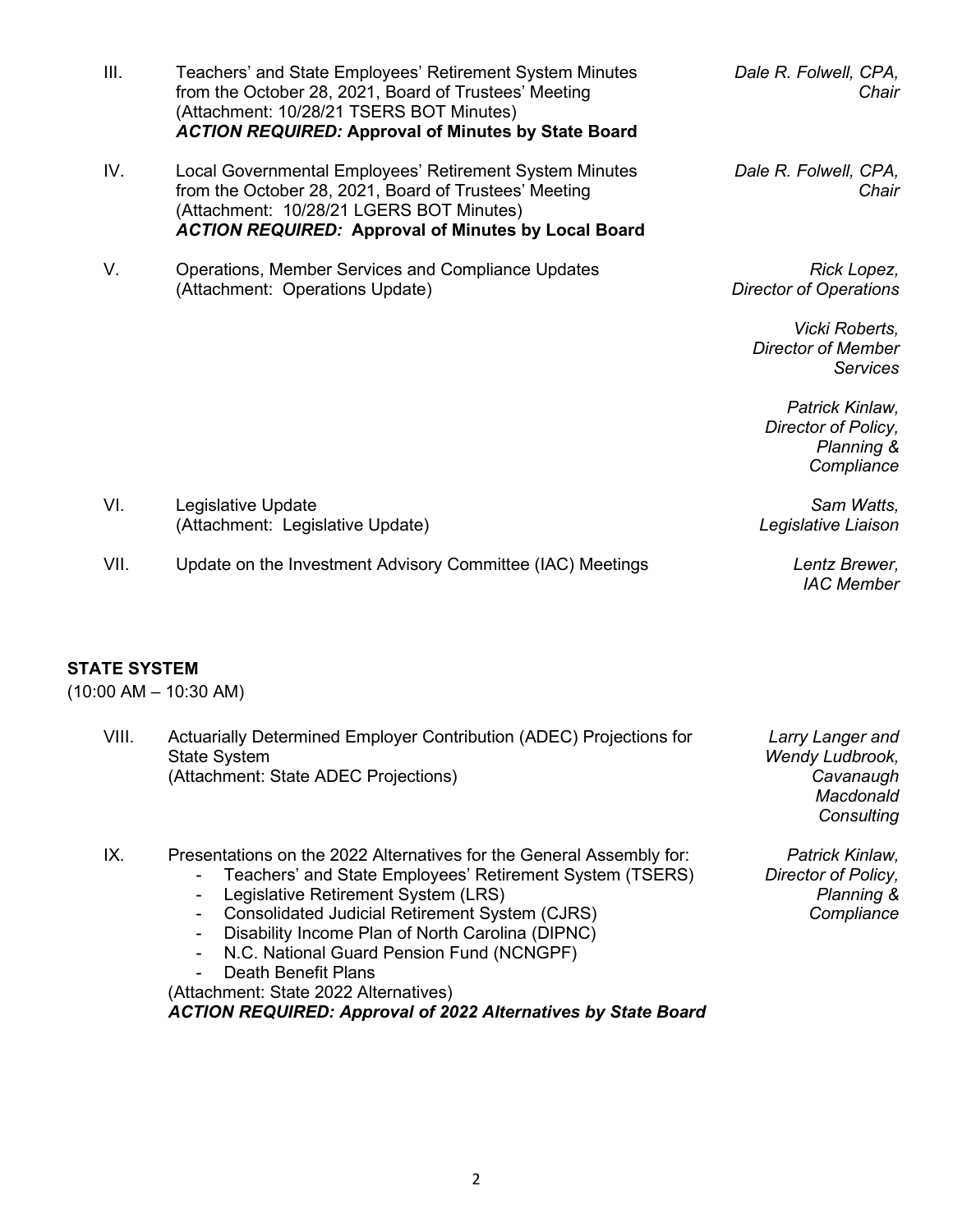III. Teachers' and State Employees' Retirement System Minutes from the October 28, 2021, Board of Trustees' Meeting (Attachment: 10/28/21 TSERS BOT Minutes)
***ACTION REQUIRED:* Approval of Minutes by State Board**
— *Dale R. Folwell, CPA, Chair*

IV. Local Governmental Employees' Retirement System Minutes from the October 28, 2021, Board of Trustees' Meeting (Attachment: 10/28/21 LGERS BOT Minutes)
***ACTION REQUIRED:* Approval of Minutes by Local Board**
— *Dale R. Folwell, CPA, Chair*

V. Operations, Member Services and Compliance Updates (Attachment: Operations Update)
— *Rick Lopez, Director of Operations*
— *Vicki Roberts, Director of Member Services*
— *Patrick Kinlaw, Director of Policy, Planning & Compliance*

VI. Legislative Update (Attachment: Legislative Update)
— *Sam Watts, Legislative Liaison*

VII. Update on the Investment Advisory Committee (IAC) Meetings
— *Lentz Brewer, IAC Member*

## STATE SYSTEM

(10:00 AM – 10:30 AM)

VIII. Actuarially Determined Employer Contribution (ADEC) Projections for State System (Attachment: State ADEC Projections)
— *Larry Langer and Wendy Ludbrook, Cavanaugh Macdonald Consulting*

IX. Presentations on the 2022 Alternatives for the General Assembly for:
- Teachers' and State Employees' Retirement System (TSERS)
- Legislative Retirement System (LRS)
- Consolidated Judicial Retirement System (CJRS)
- Disability Income Plan of North Carolina (DIPNC)
- N.C. National Guard Pension Fund (NCNGPF)
- Death Benefit Plans

(Attachment: State 2022 Alternatives)
***ACTION REQUIRED: Approval of 2022 Alternatives by State Board***
— *Patrick Kinlaw, Director of Policy, Planning & Compliance*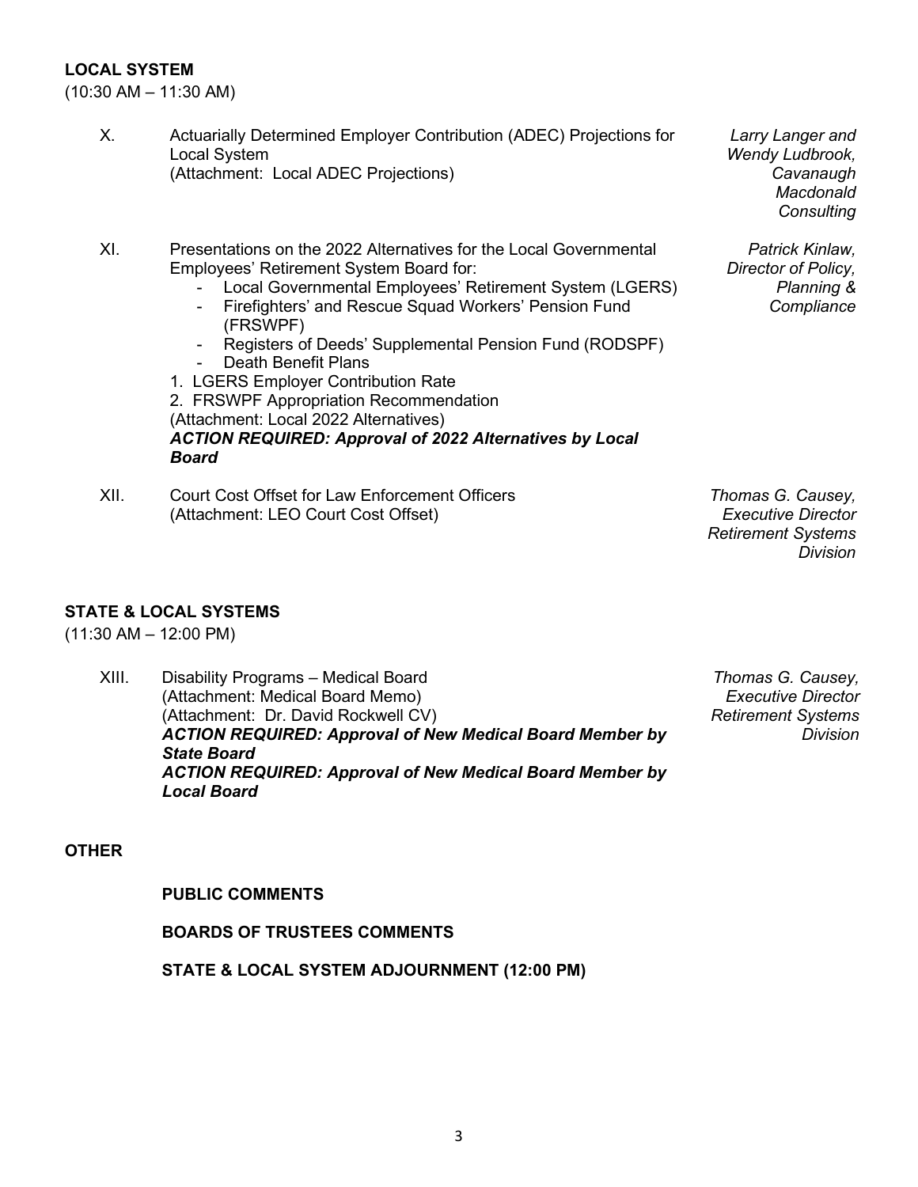**LOCAL SYSTEM**

(10:30 AM – 11:30 AM)

X. Actuarially Determined Employer Contribution (ADEC) Projections for Local System
(Attachment: Local ADEC Projections)
*Larry Langer and Wendy Ludbrook, Cavanaugh Macdonald Consulting*

XI. Presentations on the 2022 Alternatives for the Local Governmental Employees' Retirement System Board for:
- Local Governmental Employees' Retirement System (LGERS)
- Firefighters' and Rescue Squad Workers' Pension Fund (FRSWPF)
- Registers of Deeds' Supplemental Pension Fund (RODSPF)
- Death Benefit Plans

1. LGERS Employer Contribution Rate
2. FRSWPF Appropriation Recommendation

(Attachment: Local 2022 Alternatives)
***ACTION REQUIRED: Approval of 2022 Alternatives by Local Board***
*Patrick Kinlaw, Director of Policy, Planning & Compliance*

XII. Court Cost Offset for Law Enforcement Officers
(Attachment: LEO Court Cost Offset)
*Thomas G. Causey, Executive Director Retirement Systems Division*

**STATE & LOCAL SYSTEMS**

(11:30 AM – 12:00 PM)

XIII. Disability Programs – Medical Board
(Attachment: Medical Board Memo)
(Attachment: Dr. David Rockwell CV)
***ACTION REQUIRED: Approval of New Medical Board Member by State Board***
***ACTION REQUIRED: Approval of New Medical Board Member by Local Board***
*Thomas G. Causey, Executive Director Retirement Systems Division*

**OTHER**

**PUBLIC COMMENTS**

**BOARDS OF TRUSTEES COMMENTS**

**STATE & LOCAL SYSTEM ADJOURNMENT (12:00 PM)**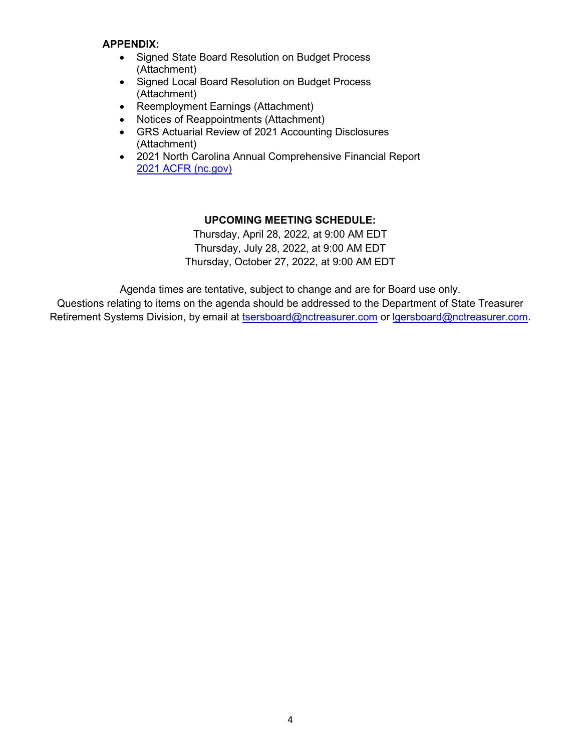**APPENDIX:**

- Signed State Board Resolution on Budget Process (Attachment)
- Signed Local Board Resolution on Budget Process (Attachment)
- Reemployment Earnings (Attachment)
- Notices of Reappointments (Attachment)
- GRS Actuarial Review of 2021 Accounting Disclosures (Attachment)
- 2021 North Carolina Annual Comprehensive Financial Report [2021 ACFR (nc.gov)]

**UPCOMING MEETING SCHEDULE:**

Thursday, April 28, 2022, at 9:00 AM EDT
Thursday, July 28, 2022, at 9:00 AM EDT
Thursday, October 27, 2022, at 9:00 AM EDT

Agenda times are tentative, subject to change and are for Board use only.
Questions relating to items on the agenda should be addressed to the Department of State Treasurer Retirement Systems Division, by email at tsersboard@nctreasurer.com or lgersboard@nctreasurer.com.